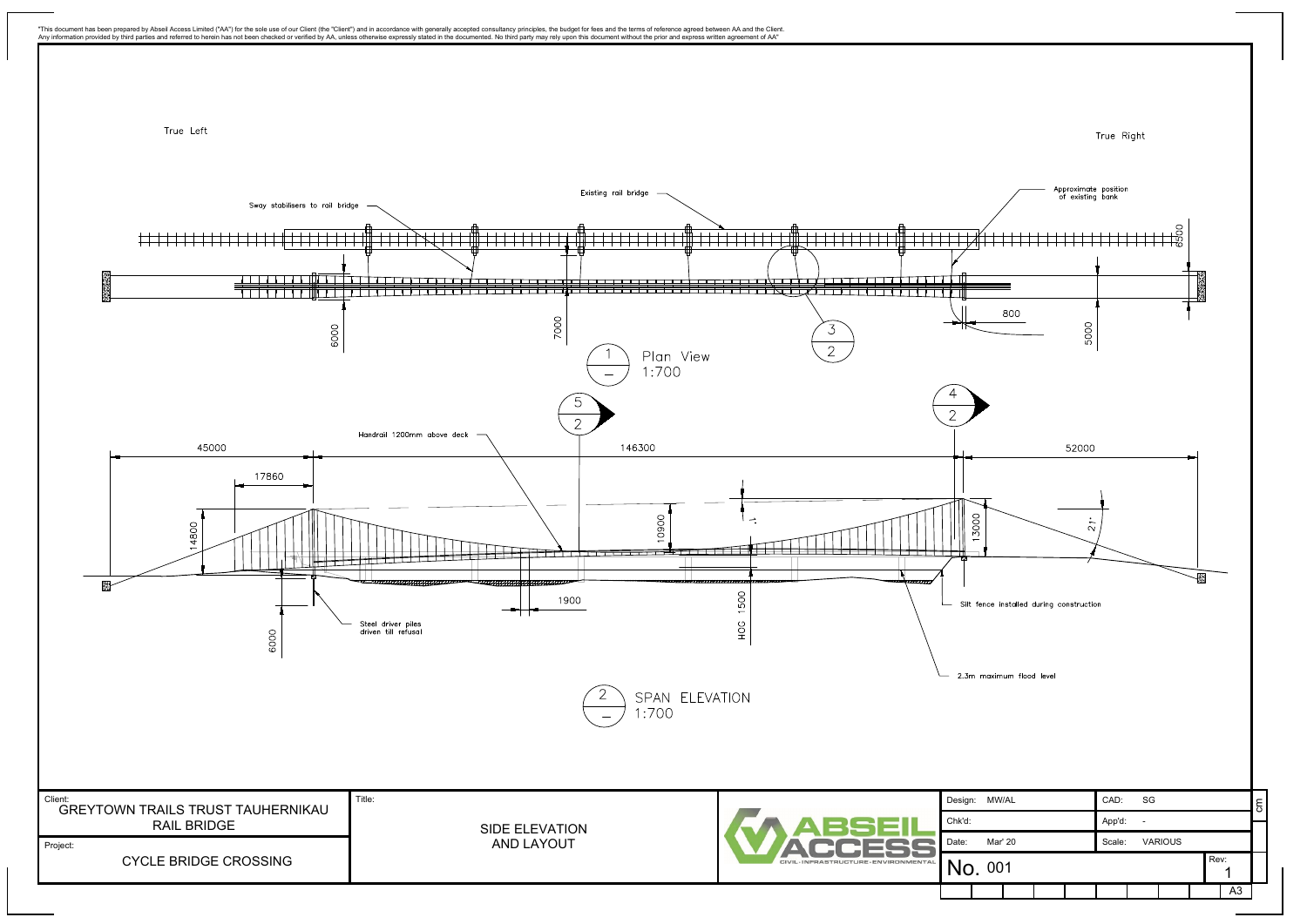"This document has been prepared by Abseil Access Limited ("AA") for the sole use of our Client (the "Client") and in accordance with generally accepted consultancy principles, the budget for fees and the terms of reference agreed between AA and the Client. Any information provided by third parties and referred to herein has not been checked or verified by AA, unless otherwise expressly stated in the documented. No third party may rely upon this document without the prior and express written agreement of AA"

True Left

True Right

Sway stabilisers to rail bridge

Existing rail bridge

Approximate position of existing bank

6500

6000

7000

800

5000

3
2

1
—
Plan View
1:700

5
2

4
2

Handrail 1200mm above deck

45000

146300

52000

17860

14800

10900

1

13000

21°

1900

1500
HOC

Steel driver piles driven till refusal

6000

Silt fence installed during construction

2.3m maximum flood level

2
—
SPAN ELEVATION
1:700

| Client: GREYTOWN TRAILS TRUST TAUHERNIKAU RAIL BRIDGE | Title: SIDE ELEVATION AND LAYOUT | ABSEIL ACCESS CIVIL · INFRASTRUCTURE · ENVIRONMENTAL | Design: MW/AL | CAD: SG |
|---|---|---|---|---|
| Project: CYCLE BRIDGE CROSSING | | | Chk'd: | App'd: - |
| | | | Date: Mar' 20 | Scale: VARIOUS |
| | | | No. 001 | Rev: 1 |
| | | | | A3 |

cm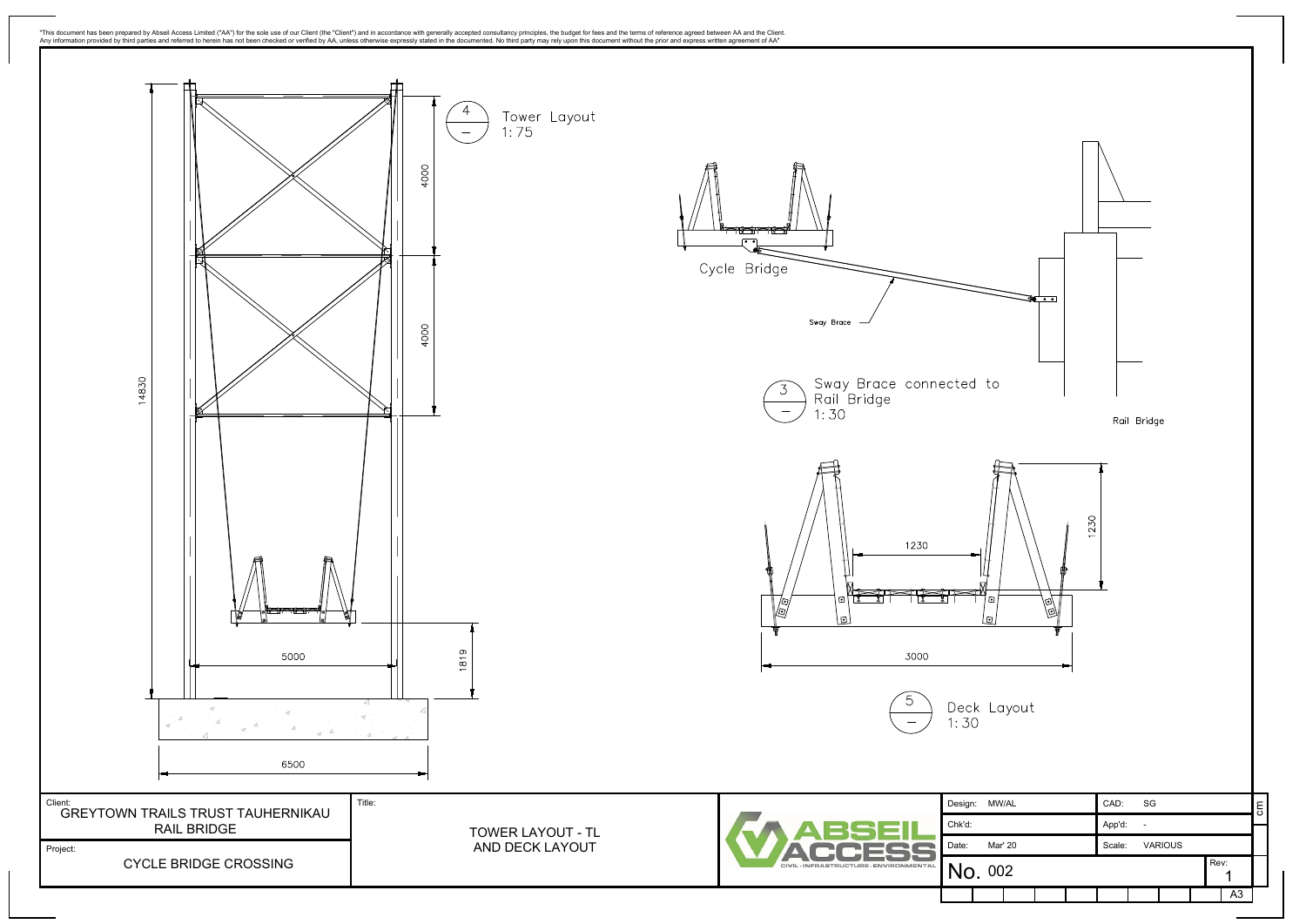"This document has been prepared by Abseil Access Limited ("AA") for the sole use of our Client (the "Client") and in accordance with generally accepted consultancy principles, the budget for fees and the terms of reference agreed between AA and the Client. Any information provided by third parties and referred to herein has not been checked or verified by AA, unless otherwise expressly stated in the documented. No third party may rely upon this document without the prior and express written agreement of AA"

4 — Tower Layout 1:75

4000

4000

14830

5000

1819

6500

Cycle Bridge

Sway Brace

Rail Bridge

3 — Sway Brace connected to Rail Bridge 1:30

1230

1230

3000

5 — Deck Layout 1:30

| | | | |
|---|---|---|---|
| Client: GREYTOWN TRAILS TRUST TAUHERNIKAU RAIL BRIDGE | Title: TOWER LAYOUT - TL AND DECK LAYOUT | Design: MW/AL | CAD: SG |
| Project: CYCLE BRIDGE CROSSING | | Chk'd: | App'd: - |
| | | Date: Mar' 20 | Scale: VARIOUS |
| | | No. 002 | Rev: 1 |
| | | | A3 |

ABSEIL ACCESS — CIVIL · INFRASTRUCTURE · ENVIRONMENTAL

cm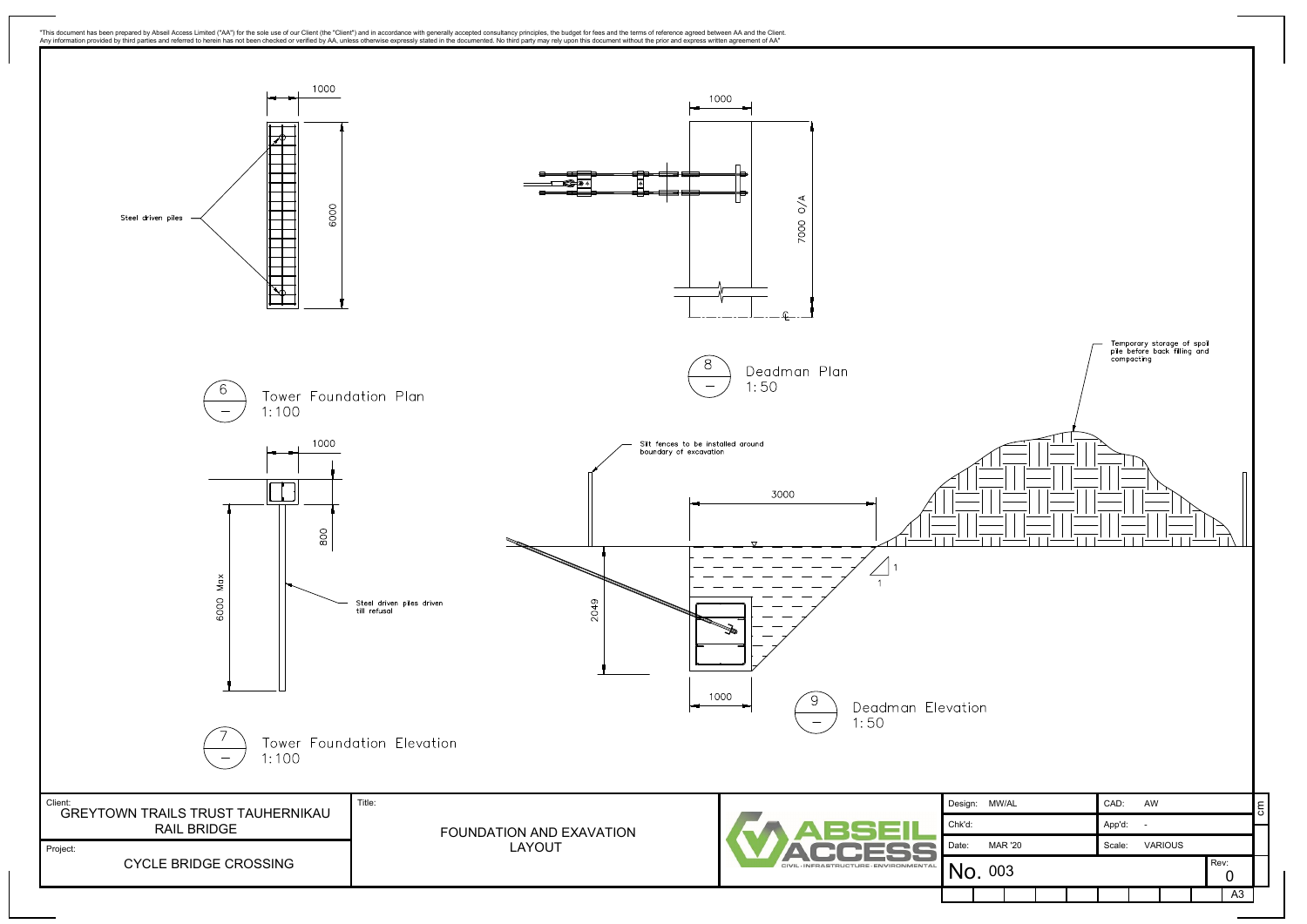"This document has been prepared by Abseil Access Limited ("AA") for the sole use of our Client (the "Client") and in accordance with generally accepted consultancy principles, the budget for fees and the terms of reference agreed between AA and the Client. Any information provided by third parties and referred to herein has not been checked or verified by AA, unless otherwise expressly stated in the documented. No third party may rely upon this document without the prior and express written agreement of AA"

1000

6000

Steel driven piles

6 — Tower Foundation Plan 1:100

1000

7000 O/A

℄

8 — Deadman Plan 1:50

1000

800

6000 Max

Steel driven piles driven till refusal

7 — Tower Foundation Elevation 1:100

Silt fences to be installed around boundary of excavation

3000

2049

1

1

1000

Temporary storage of spoil pile before back filling and compacting

9 — Deadman Elevation 1:50

| Client: GREYTOWN TRAILS TRUST TAUHERNIKAU RAIL BRIDGE | Title: FOUNDATION AND EXAVATION LAYOUT | ABSEIL ACCESS — CIVIL · INFRASTRUCTURE · ENVIRONMENTAL | Design: MW/AL | CAD: AW |
|---|---|---|---|---|
| Project: CYCLE BRIDGE CROSSING | | | Chk'd: | App'd: - |
| | | | Date: MAR '20 | Scale: VARIOUS |
| | | | No. 003 | Rev: 0 |
| | | | | A3 |

cm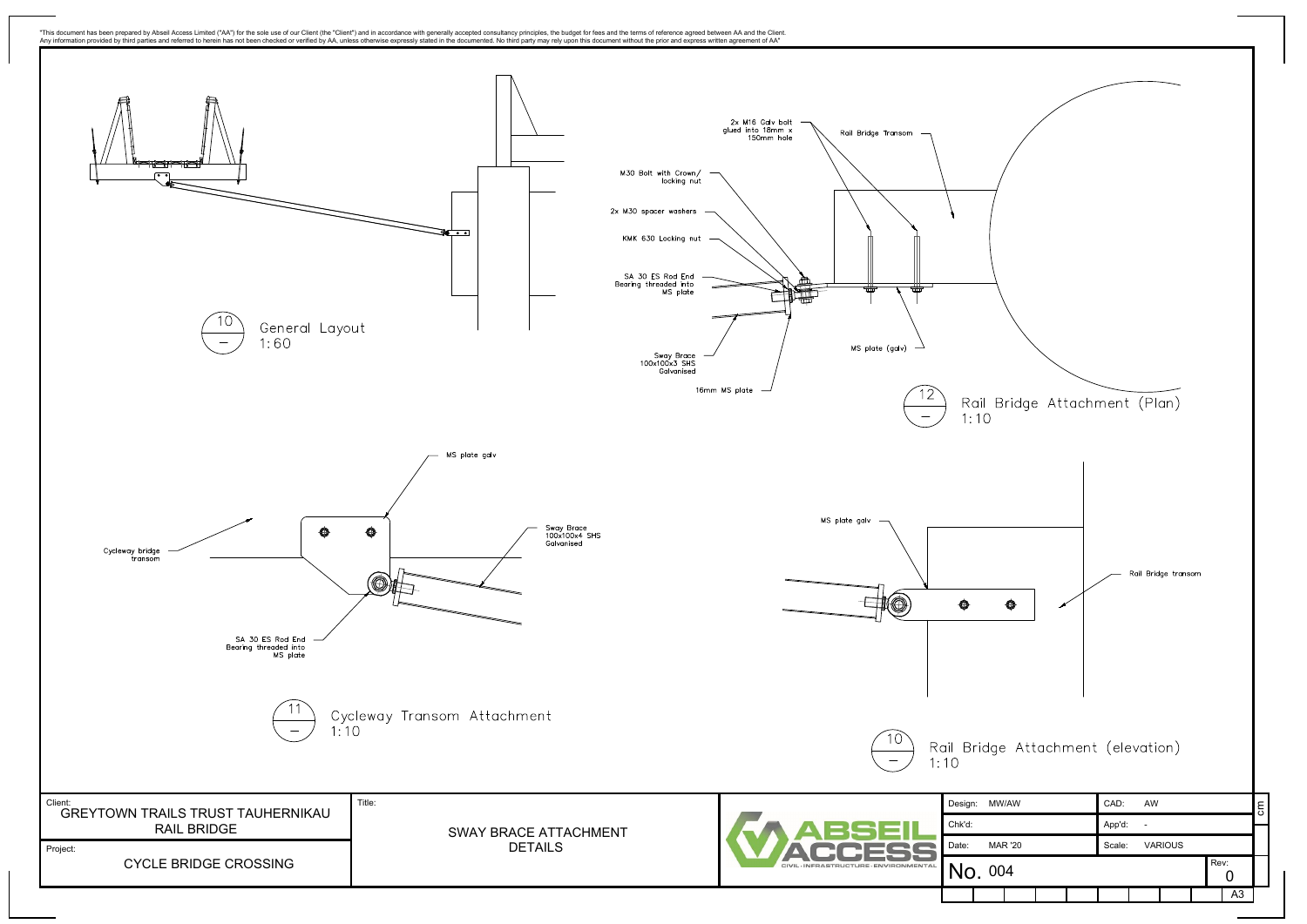"This document has been prepared by Abseil Access Limited ("AA") for the sole use of our Client (the "Client") and in accordance with generally accepted consultancy principles, the budget for fees and the terms of reference agreed between AA and the Client. Any information provided by third parties and referred to herein has not been checked or verified by AA, unless otherwise expressly stated in the documented. No third party may rely upon this document without the prior and express written agreement of AA"

10 — General Layout 1:60

2x M16 Galv bolt glued into 18mm x 150mm hole

Rail Bridge Transom

M30 Bolt with Crown/ locking nut

2x M30 spacer washers

KMK 630 Locking nut

SA 30 ES Rod End Bearing threaded into MS plate

Sway Brace 100x100x3 SHS Galvanised

16mm MS plate

MS plate (galv)

12 — Rail Bridge Attachment (Plan) 1:10

MS plate galv

Sway Brace 100x100x4 SHS Galvanised

Cycleway bridge transom

SA 30 ES Rod End Bearing threaded into MS plate

11 — Cycleway Transom Attachment 1:10

MS plate galv

Rail Bridge transom

10 — Rail Bridge Attachment (elevation) 1:10

| | | |
|---|---|---|
| Client: GREYTOWN TRAILS TRUST TAUHERNIKAU RAIL BRIDGE | Title: SWAY BRACE ATTACHMENT DETAILS | ABSEIL ACCESS — CIVIL · INFRASTRUCTURE · ENVIRONMENTAL |
| Project: CYCLE BRIDGE CROSSING | | |

| | | | |
|---|---|---|---|
| Design: MW/AW | | CAD: AW | |
| Chk'd: | | App'd: - | |
| Date: MAR '20 | | Scale: VARIOUS | |
| No. 004 | | | Rev: 0 |
| | | | A3 |

cm